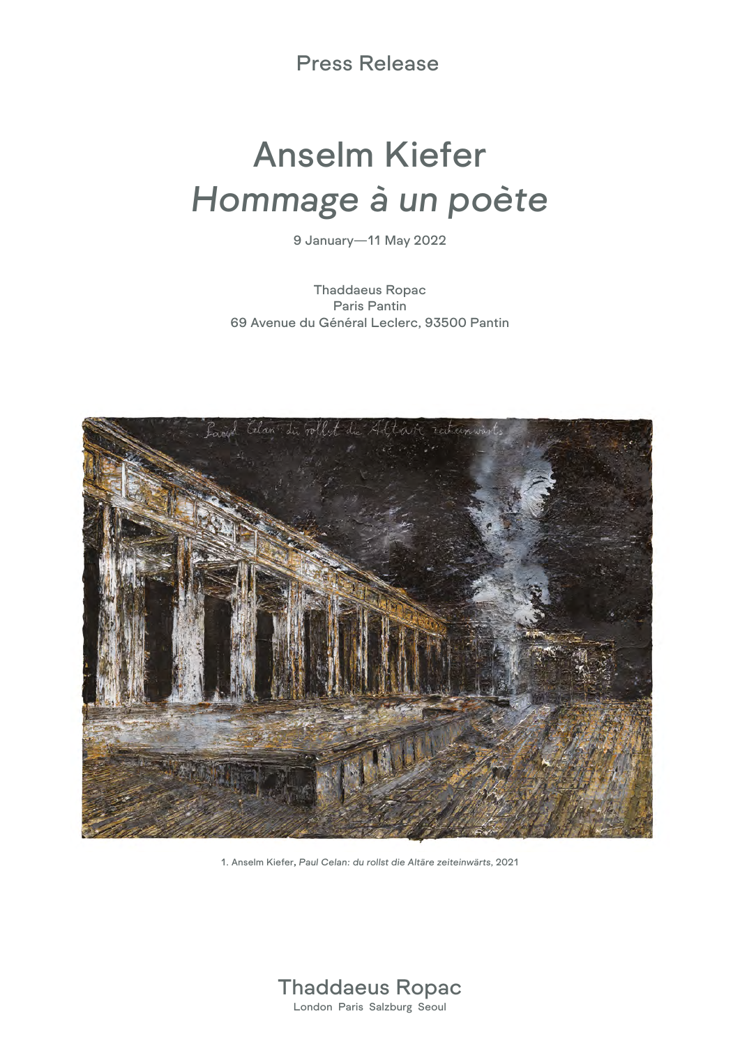Press Release

# Anselm Kiefer
# *Hommage à un poète*

9 January—11 May 2022

Thaddaeus Ropac
Paris Pantin
69 Avenue du Général Leclerc, 93500 Pantin

1. Anselm Kiefer, *Paul Celan: du rollst die Altäre zeiteinwärts*, 2021

Thaddaeus Ropac
London Paris Salzburg Seoul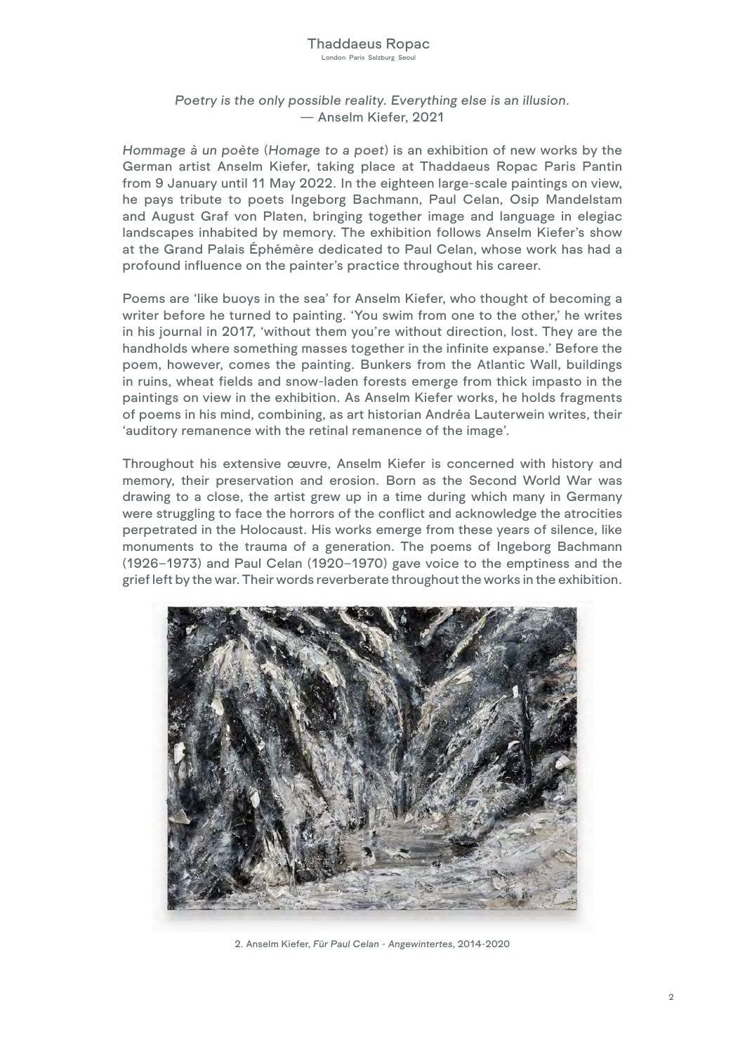*Poetry is the only possible reality. Everything else is an illusion.*
— Anselm Kiefer, 2021

*Hommage à un poète* (*Homage to a poet*) is an exhibition of new works by the German artist Anselm Kiefer, taking place at Thaddaeus Ropac Paris Pantin from 9 January until 11 May 2022. In the eighteen large-scale paintings on view, he pays tribute to poets Ingeborg Bachmann, Paul Celan, Osip Mandelstam and August Graf von Platen, bringing together image and language in elegiac landscapes inhabited by memory. The exhibition follows Anselm Kiefer's show at the Grand Palais Éphémère dedicated to Paul Celan, whose work has had a profound influence on the painter's practice throughout his career.

Poems are 'like buoys in the sea' for Anselm Kiefer, who thought of becoming a writer before he turned to painting. 'You swim from one to the other,' he writes in his journal in 2017, 'without them you're without direction, lost. They are the handholds where something masses together in the infinite expanse.' Before the poem, however, comes the painting. Bunkers from the Atlantic Wall, buildings in ruins, wheat fields and snow-laden forests emerge from thick impasto in the paintings on view in the exhibition. As Anselm Kiefer works, he holds fragments of poems in his mind, combining, as art historian Andréa Lauterwein writes, their 'auditory remanence with the retinal remanence of the image'.

Throughout his extensive œuvre, Anselm Kiefer is concerned with history and memory, their preservation and erosion. Born as the Second World War was drawing to a close, the artist grew up in a time during which many in Germany were struggling to face the horrors of the conflict and acknowledge the atrocities perpetrated in the Holocaust. His works emerge from these years of silence, like monuments to the trauma of a generation. The poems of Ingeborg Bachmann (1926–1973) and Paul Celan (1920–1970) gave voice to the emptiness and the grief left by the war. Their words reverberate throughout the works in the exhibition.

2. Anselm Kiefer, *Für Paul Celan - Angewintertes*, 2014-2020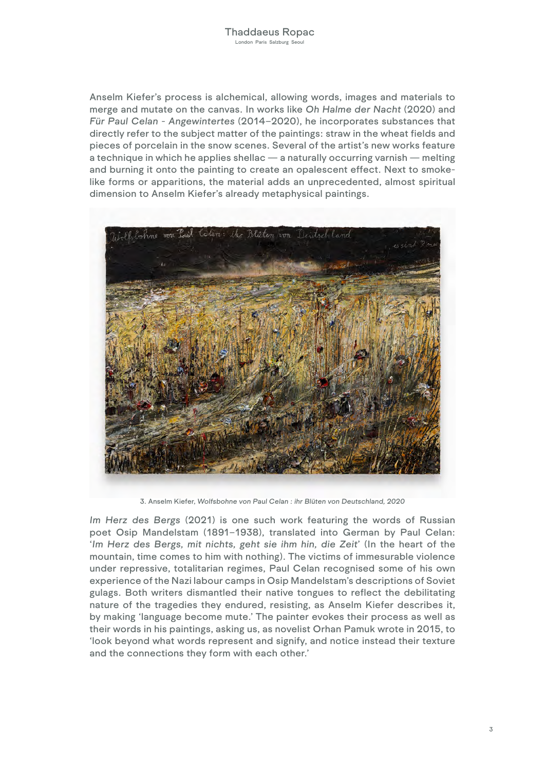Anselm Kiefer's process is alchemical, allowing words, images and materials to merge and mutate on the canvas. In works like *Oh Halme der Nacht* (2020) and *Für Paul Celan - Angewintertes* (2014–2020), he incorporates substances that directly refer to the subject matter of the paintings: straw in the wheat fields and pieces of porcelain in the snow scenes. Several of the artist's new works feature a technique in which he applies shellac — a naturally occurring varnish — melting and burning it onto the painting to create an opalescent effect. Next to smoke-like forms or apparitions, the material adds an unprecedented, almost spiritual dimension to Anselm Kiefer's already metaphysical paintings.

3. Anselm Kiefer, *Wolfsbohne von Paul Celan : ihr Blüten von Deutschland, 2020*

*Im Herz des Bergs* (2021) is one such work featuring the words of Russian poet Osip Mandelstam (1891–1938), translated into German by Paul Celan: '*Im Herz des Bergs, mit nichts, geht sie ihm hin, die Zeit*' (In the heart of the mountain, time comes to him with nothing). The victims of immesurable violence under repressive, totalitarian regimes, Paul Celan recognised some of his own experience of the Nazi labour camps in Osip Mandelstam's descriptions of Soviet gulags. Both writers dismantled their native tongues to reflect the debilitating nature of the tragedies they endured, resisting, as Anselm Kiefer describes it, by making 'language become mute.' The painter evokes their process as well as their words in his paintings, asking us, as novelist Orhan Pamuk wrote in 2015, to 'look beyond what words represent and signify, and notice instead their texture and the connections they form with each other.'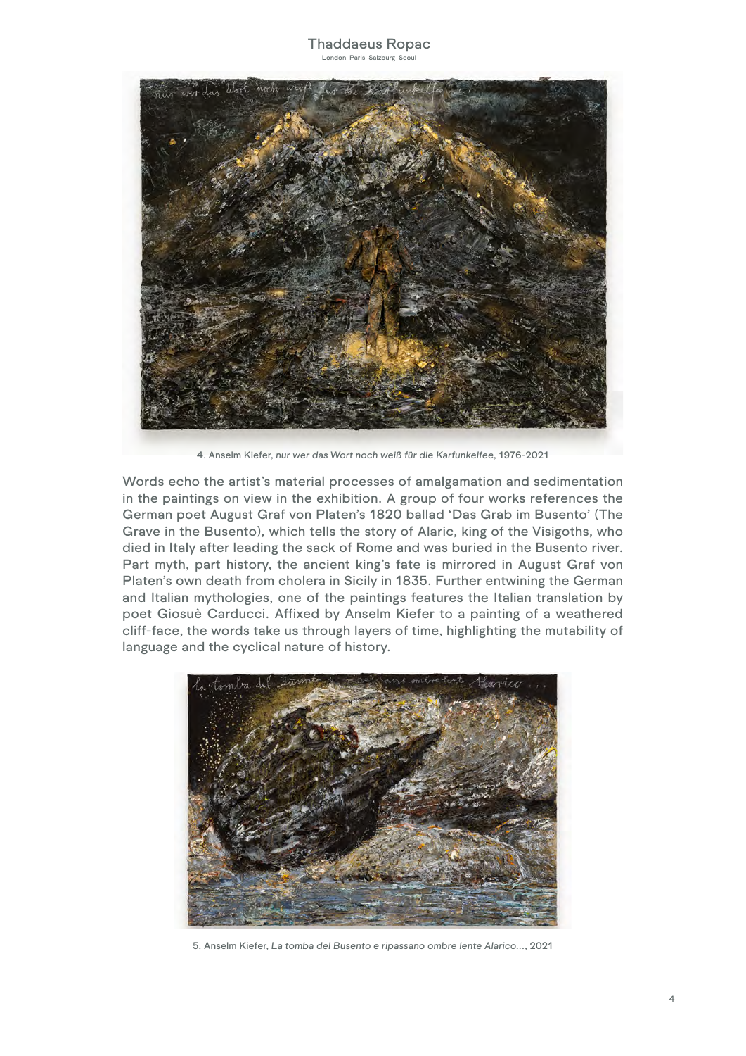4. Anselm Kiefer, *nur wer das Wort noch weiß für die Karfunkelfee*, 1976-2021

Words echo the artist's material processes of amalgamation and sedimentation in the paintings on view in the exhibition. A group of four works references the German poet August Graf von Platen's 1820 ballad 'Das Grab im Busento' (The Grave in the Busento), which tells the story of Alaric, king of the Visigoths, who died in Italy after leading the sack of Rome and was buried in the Busento river. Part myth, part history, the ancient king's fate is mirrored in August Graf von Platen's own death from cholera in Sicily in 1835. Further entwining the German and Italian mythologies, one of the paintings features the Italian translation by poet Giosuè Carducci. Affixed by Anselm Kiefer to a painting of a weathered cliff-face, the words take us through layers of time, highlighting the mutability of language and the cyclical nature of history.

5. Anselm Kiefer, *La tomba del Busento e ripassano ombre lente Alarico...*, 2021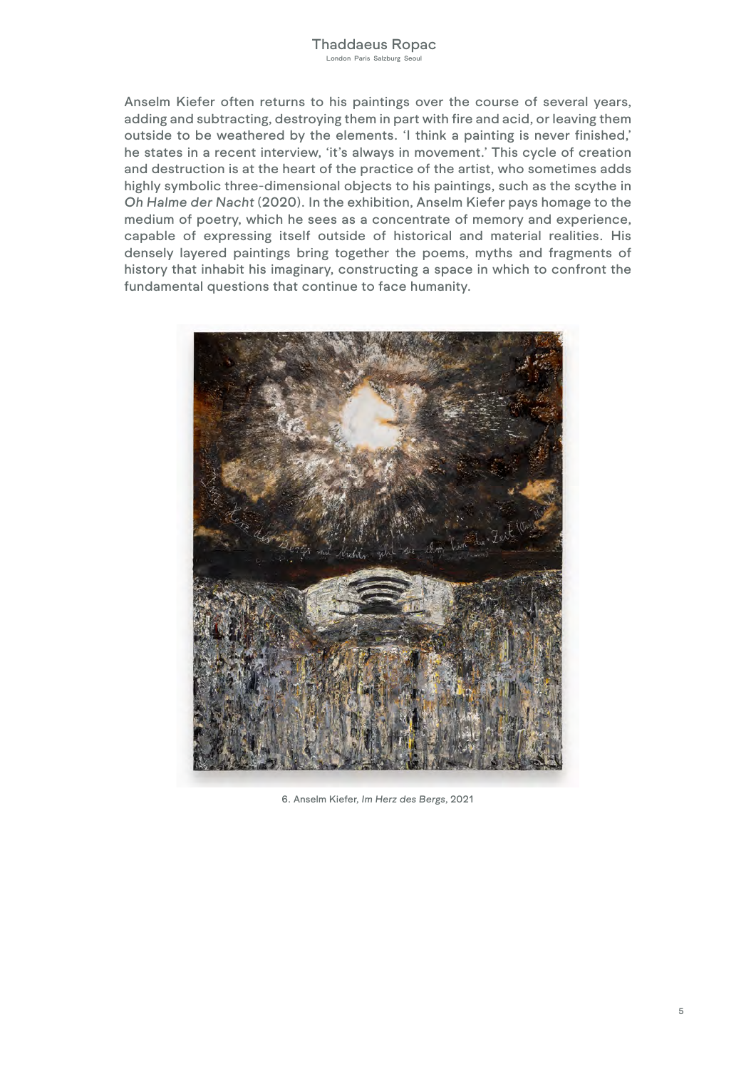Anselm Kiefer often returns to his paintings over the course of several years, adding and subtracting, destroying them in part with fire and acid, or leaving them outside to be weathered by the elements. 'I think a painting is never finished,' he states in a recent interview, 'it's always in movement.' This cycle of creation and destruction is at the heart of the practice of the artist, who sometimes adds highly symbolic three-dimensional objects to his paintings, such as the scythe in *Oh Halme der Nacht* (2020). In the exhibition, Anselm Kiefer pays homage to the medium of poetry, which he sees as a concentrate of memory and experience, capable of expressing itself outside of historical and material realities. His densely layered paintings bring together the poems, myths and fragments of history that inhabit his imaginary, constructing a space in which to confront the fundamental questions that continue to face humanity.

6. Anselm Kiefer, *Im Herz des Bergs*, 2021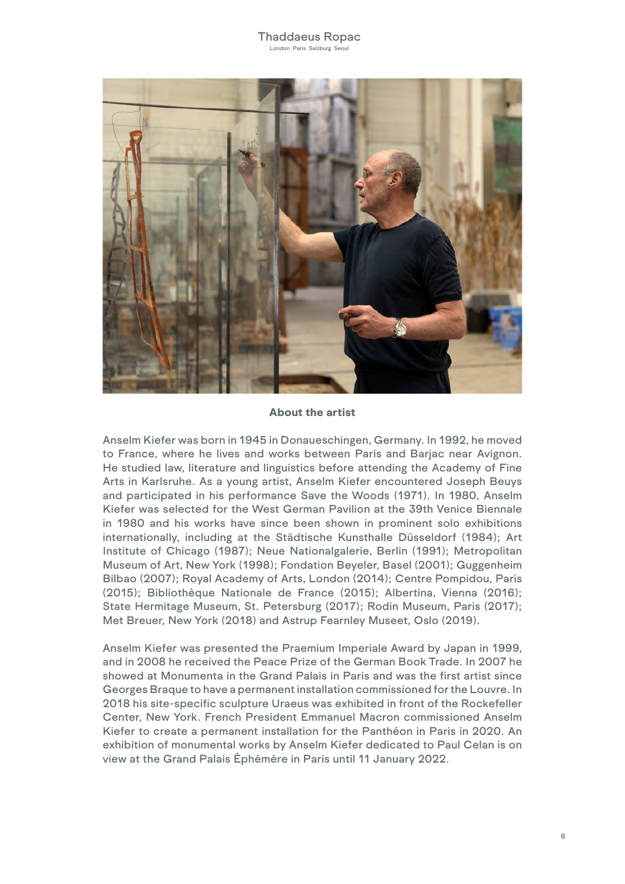## About the artist

Anselm Kiefer was born in 1945 in Donaueschingen, Germany. In 1992, he moved to France, where he lives and works between Paris and Barjac near Avignon. He studied law, literature and linguistics before attending the Academy of Fine Arts in Karlsruhe. As a young artist, Anselm Kiefer encountered Joseph Beuys and participated in his performance Save the Woods (1971). In 1980, Anselm Kiefer was selected for the West German Pavilion at the 39th Venice Biennale in 1980 and his works have since been shown in prominent solo exhibitions internationally, including at the Städtische Kunsthalle Düsseldorf (1984); Art Institute of Chicago (1987); Neue Nationalgalerie, Berlin (1991); Metropolitan Museum of Art, New York (1998); Fondation Beyeler, Basel (2001); Guggenheim Bilbao (2007); Royal Academy of Arts, London (2014); Centre Pompidou, Paris (2015); Bibliothèque Nationale de France (2015); Albertina, Vienna (2016); State Hermitage Museum, St. Petersburg (2017); Rodin Museum, Paris (2017); Met Breuer, New York (2018) and Astrup Fearnley Museet, Oslo (2019).

Anselm Kiefer was presented the Praemium Imperiale Award by Japan in 1999, and in 2008 he received the Peace Prize of the German Book Trade. In 2007 he showed at Monumenta in the Grand Palais in Paris and was the first artist since Georges Braque to have a permanent installation commissioned for the Louvre. In 2018 his site-specific sculpture Uraeus was exhibited in front of the Rockefeller Center, New York. French President Emmanuel Macron commissioned Anselm Kiefer to create a permanent installation for the Panthéon in Paris in 2020. An exhibition of monumental works by Anselm Kiefer dedicated to Paul Celan is on view at the Grand Palais Éphémère in Paris until 11 January 2022.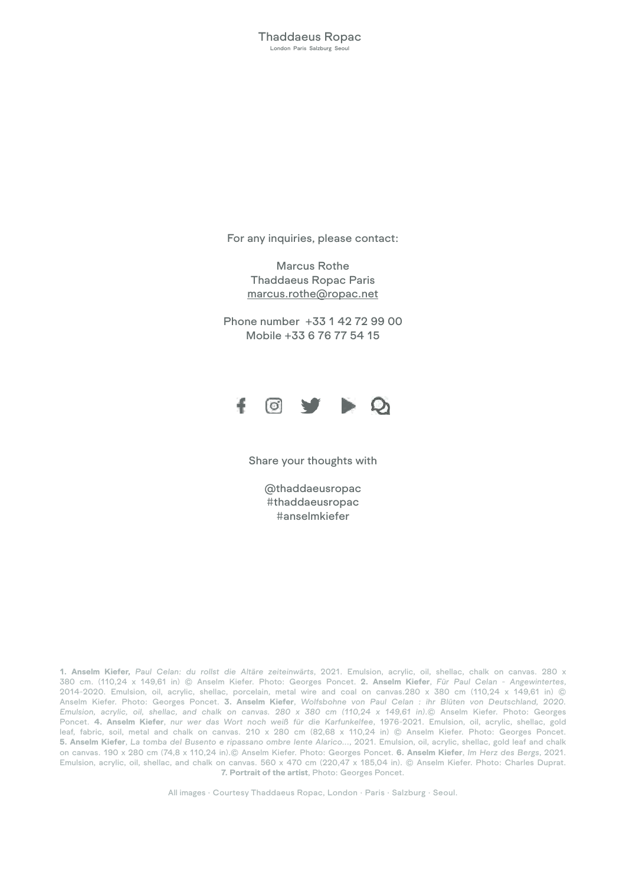Thaddaeus Ropac
London Paris Salzburg Seoul

For any inquiries, please contact:

Marcus Rothe
Thaddaeus Ropac Paris
marcus.rothe@ropac.net

Phone number +33 1 42 72 99 00
Mobile +33 6 76 77 54 15

Share your thoughts with

@thaddaeusropac
#thaddaeusropac
#anselmkiefer

**1. Anselm Kiefer,** *Paul Celan: du rollst die Altäre zeiteinwärts*, 2021. Emulsion, acrylic, oil, shellac, chalk on canvas. 280 x 380 cm. (110,24 x 149,61 in) © Anselm Kiefer. Photo: Georges Poncet. **2. Anselm Kiefer**, *Für Paul Celan - Angewintertes*, 2014-2020. Emulsion, oil, acrylic, shellac, porcelain, metal wire and coal on canvas.280 x 380 cm (110,24 x 149,61 in) © Anselm Kiefer. Photo: Georges Poncet. **3. Anselm Kiefer**, *Wolfsbohne von Paul Celan : ihr Blüten von Deutschland, 2020. Emulsion, acrylic, oil, shellac, and chalk on canvas. 280 x 380 cm (110,24 x 149,61 in).*© Anselm Kiefer. Photo: Georges Poncet. **4. Anselm Kiefer**, *nur wer das Wort noch weiß für die Karfunkelfee*, 1976-2021. Emulsion, oil, acrylic, shellac, gold leaf, fabric, soil, metal and chalk on canvas. 210 x 280 cm (82,68 x 110,24 in) © Anselm Kiefer. Photo: Georges Poncet. **5. Anselm Kiefer**, *La tomba del Busento e ripassano ombre lente Alarico...*, 2021. Emulsion, oil, acrylic, shellac, gold leaf and chalk on canvas. 190 x 280 cm (74,8 x 110,24 in).© Anselm Kiefer. Photo: Georges Poncet. **6. Anselm Kiefer**, *Im Herz des Bergs*, 2021. Emulsion, acrylic, oil, shellac, and chalk on canvas. 560 x 470 cm (220,47 x 185,04 in). © Anselm Kiefer. Photo: Charles Duprat. **7. Portrait of the artist**, Photo: Georges Poncet.

All images · Courtesy Thaddaeus Ropac, London · Paris · Salzburg · Seoul.